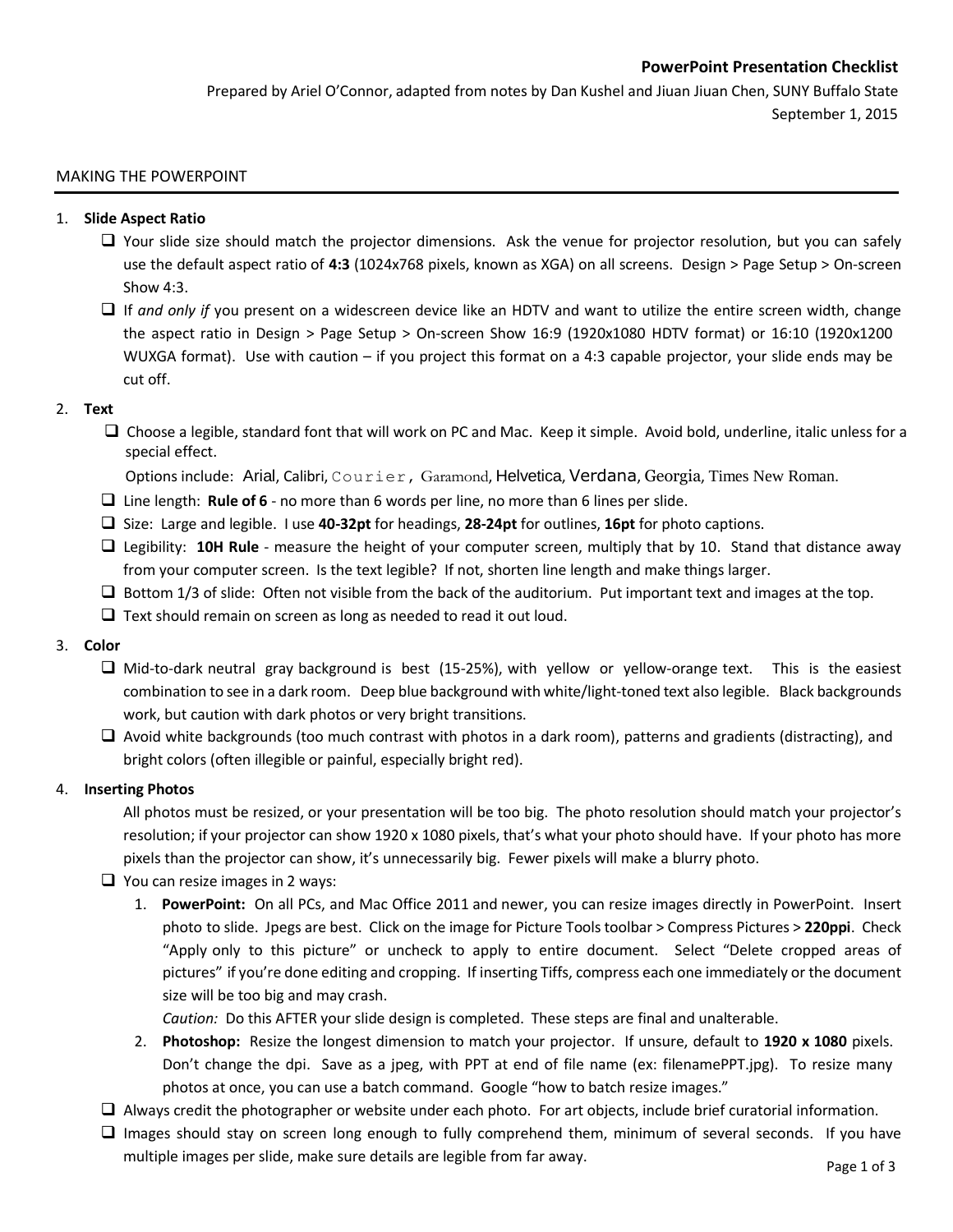**PowerPoint Presentation Checklist**

Prepared by Ariel O'Connor, adapted from notes by Dan Kushel and Jiuan Jiuan Chen, SUNY Buffalo State

September 1, 2015

## MAKING THE POWERPOINT

1. **Slide Aspect Ratio**
   - ❑ Your slide size should match the projector dimensions. Ask the venue for projector resolution, but you can safely use the default aspect ratio of **4:3** (1024x768 pixels, known as XGA) on all screens. Design > Page Setup > On-screen Show 4:3.
   - ❑ If *and only if* you present on a widescreen device like an HDTV and want to utilize the entire screen width, change the aspect ratio in Design > Page Setup > On-screen Show 16:9 (1920x1080 HDTV format) or 16:10 (1920x1200 WUXGA format). Use with caution – if you project this format on a 4:3 capable projector, your slide ends may be cut off.

2. **Text**
   - ❑ Choose a legible, standard font that will work on PC and Mac. Keep it simple. Avoid bold, underline, italic unless for a special effect.

     Options include: Arial, Calibri, Courier, Garamond, Helvetica, Verdana, Georgia, Times New Roman.
   - ❑ Line length: **Rule of 6** - no more than 6 words per line, no more than 6 lines per slide.
   - ❑ Size: Large and legible. I use **40-32pt** for headings, **28-24pt** for outlines, **16pt** for photo captions.
   - ❑ Legibility: **10H Rule** - measure the height of your computer screen, multiply that by 10. Stand that distance away from your computer screen. Is the text legible? If not, shorten line length and make things larger.
   - ❑ Bottom 1/3 of slide: Often not visible from the back of the auditorium. Put important text and images at the top.
   - ❑ Text should remain on screen as long as needed to read it out loud.

3. **Color**
   - ❑ Mid-to-dark neutral gray background is best (15-25%), with yellow or yellow-orange text. This is the easiest combination to see in a dark room. Deep blue background with white/light-toned text also legible. Black backgrounds work, but caution with dark photos or very bright transitions.
   - ❑ Avoid white backgrounds (too much contrast with photos in a dark room), patterns and gradients (distracting), and bright colors (often illegible or painful, especially bright red).

4. **Inserting Photos**

   All photos must be resized, or your presentation will be too big. The photo resolution should match your projector's resolution; if your projector can show 1920 x 1080 pixels, that's what your photo should have. If your photo has more pixels than the projector can show, it's unnecessarily big. Fewer pixels will make a blurry photo.
   - ❑ You can resize images in 2 ways:
     1. **PowerPoint:** On all PCs, and Mac Office 2011 and newer, you can resize images directly in PowerPoint. Insert photo to slide. Jpegs are best. Click on the image for Picture Tools toolbar > Compress Pictures > **220ppi**. Check "Apply only to this picture" or uncheck to apply to entire document. Select "Delete cropped areas of pictures" if you're done editing and cropping. If inserting Tiffs, compress each one immediately or the document size will be too big and may crash.

        *Caution:* Do this AFTER your slide design is completed. These steps are final and unalterable.
     2. **Photoshop:** Resize the longest dimension to match your projector. If unsure, default to **1920 x 1080** pixels. Don't change the dpi. Save as a jpeg, with PPT at end of file name (ex: filenamePPT.jpg). To resize many photos at once, you can use a batch command. Google "how to batch resize images."
   - ❑ Always credit the photographer or website under each photo. For art objects, include brief curatorial information.
   - ❑ Images should stay on screen long enough to fully comprehend them, minimum of several seconds. If you have multiple images per slide, make sure details are legible from far away.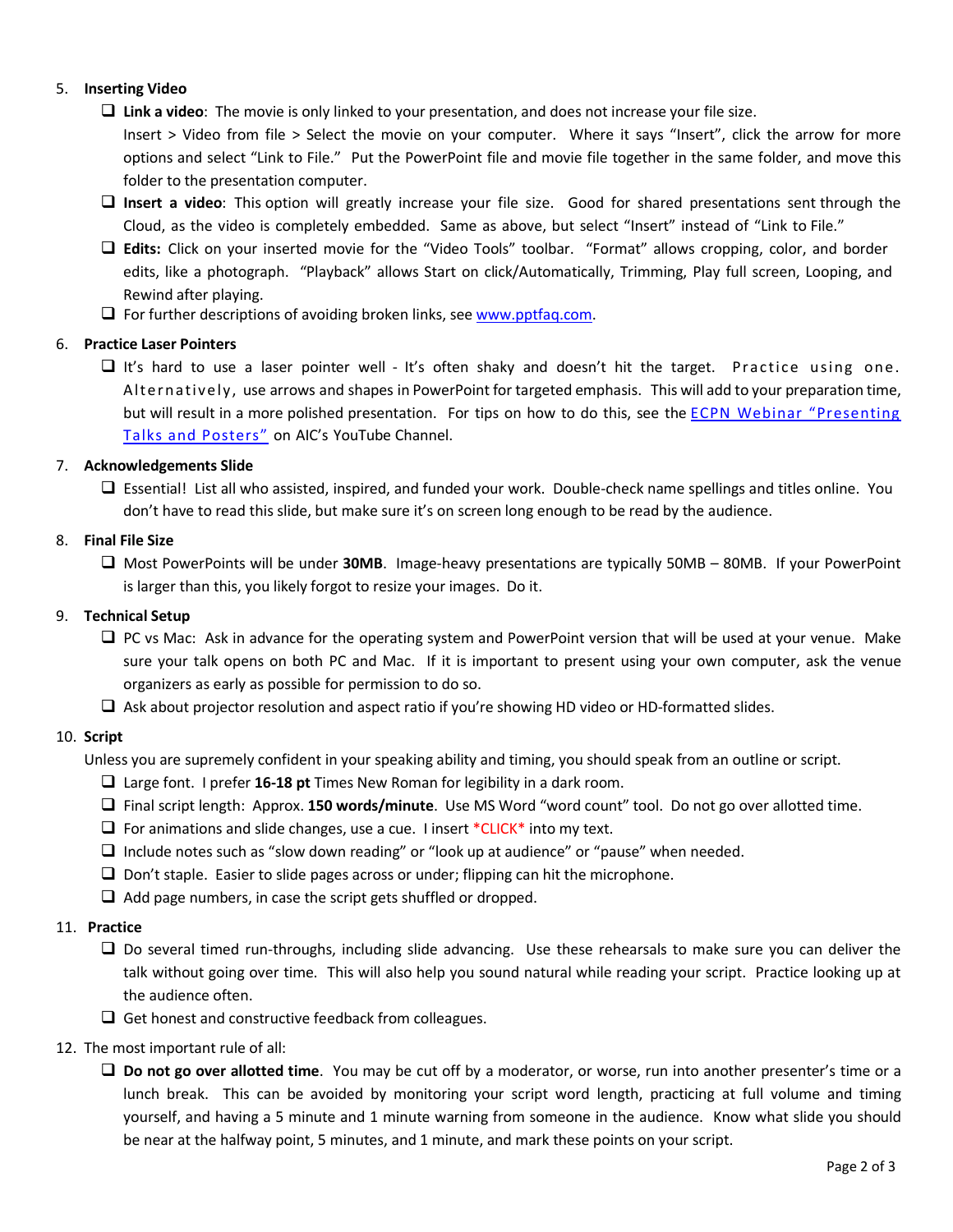5. **Inserting Video**
   - ❑ **Link a video**: The movie is only linked to your presentation, and does not increase your file size. Insert > Video from file > Select the movie on your computer. Where it says "Insert", click the arrow for more options and select "Link to File." Put the PowerPoint file and movie file together in the same folder, and move this folder to the presentation computer.
   - ❑ **Insert a video**: This option will greatly increase your file size. Good for shared presentations sent through the Cloud, as the video is completely embedded. Same as above, but select "Insert" instead of "Link to File."
   - ❑ **Edits:** Click on your inserted movie for the "Video Tools" toolbar. "Format" allows cropping, color, and border edits, like a photograph. "Playback" allows Start on click/Automatically, Trimming, Play full screen, Looping, and Rewind after playing.
   - ❑ For further descriptions of avoiding broken links, see [www.pptfaq.com](www.pptfaq.com).

6. **Practice Laser Pointers**
   - ❑ It's hard to use a laser pointer well - It's often shaky and doesn't hit the target. Practice using one. Alternatively, use arrows and shapes in PowerPoint for targeted emphasis. This will add to your preparation time, but will result in a more polished presentation. For tips on how to do this, see the [ECPN Webinar "Presenting Talks and Posters"]() on AIC's YouTube Channel.

7. **Acknowledgements Slide**
   - ❑ Essential! List all who assisted, inspired, and funded your work. Double-check name spellings and titles online. You don't have to read this slide, but make sure it's on screen long enough to be read by the audience.

8. **Final File Size**
   - ❑ Most PowerPoints will be under **30MB**. Image-heavy presentations are typically 50MB – 80MB. If your PowerPoint is larger than this, you likely forgot to resize your images. Do it.

9. **Technical Setup**
   - ❑ PC vs Mac: Ask in advance for the operating system and PowerPoint version that will be used at your venue. Make sure your talk opens on both PC and Mac. If it is important to present using your own computer, ask the venue organizers as early as possible for permission to do so.
   - ❑ Ask about projector resolution and aspect ratio if you're showing HD video or HD-formatted slides.

10. **Script**

    Unless you are supremely confident in your speaking ability and timing, you should speak from an outline or script.
    - ❑ Large font. I prefer **16-18 pt** Times New Roman for legibility in a dark room.
    - ❑ Final script length: Approx. **150 words/minute**. Use MS Word "word count" tool. Do not go over allotted time.
    - ❑ For animations and slide changes, use a cue. I insert *CLICK* into my text.
    - ❑ Include notes such as "slow down reading" or "look up at audience" or "pause" when needed.
    - ❑ Don't staple. Easier to slide pages across or under; flipping can hit the microphone.
    - ❑ Add page numbers, in case the script gets shuffled or dropped.

11. **Practice**
    - ❑ Do several timed run-throughs, including slide advancing. Use these rehearsals to make sure you can deliver the talk without going over time. This will also help you sound natural while reading your script. Practice looking up at the audience often.
    - ❑ Get honest and constructive feedback from colleagues.

12. The most important rule of all:
    - ❑ **Do not go over allotted time**. You may be cut off by a moderator, or worse, run into another presenter's time or a lunch break. This can be avoided by monitoring your script word length, practicing at full volume and timing yourself, and having a 5 minute and 1 minute warning from someone in the audience. Know what slide you should be near at the halfway point, 5 minutes, and 1 minute, and mark these points on your script.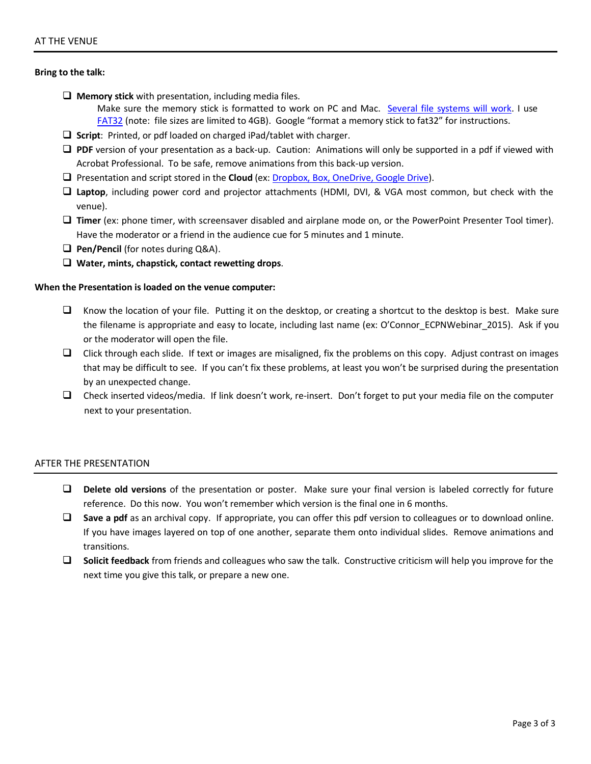## AT THE VENUE

**Bring to the talk:**

- [ ] **Memory stick** with presentation, including media files.
  Make sure the memory stick is formatted to work on PC and Mac. Several file systems will work. I use FAT32 (note: file sizes are limited to 4GB). Google "format a memory stick to fat32" for instructions.
- [ ] **Script**: Printed, or pdf loaded on charged iPad/tablet with charger.
- [ ] **PDF** version of your presentation as a back-up. Caution: Animations will only be supported in a pdf if viewed with Acrobat Professional. To be safe, remove animations from this back-up version.
- [ ] Presentation and script stored in the **Cloud** (ex: Dropbox, Box, OneDrive, Google Drive).
- [ ] **Laptop**, including power cord and projector attachments (HDMI, DVI, & VGA most common, but check with the venue).
- [ ] **Timer** (ex: phone timer, with screensaver disabled and airplane mode on, or the PowerPoint Presenter Tool timer). Have the moderator or a friend in the audience cue for 5 minutes and 1 minute.
- [ ] **Pen/Pencil** (for notes during Q&A).
- [ ] **Water, mints, chapstick, contact rewetting drops**.

**When the Presentation is loaded on the venue computer:**

- [ ] Know the location of your file. Putting it on the desktop, or creating a shortcut to the desktop is best. Make sure the filename is appropriate and easy to locate, including last name (ex: O'Connor_ECPNWebinar_2015). Ask if you or the moderator will open the file.
- [ ] Click through each slide. If text or images are misaligned, fix the problems on this copy. Adjust contrast on images that may be difficult to see. If you can't fix these problems, at least you won't be surprised during the presentation by an unexpected change.
- [ ] Check inserted videos/media. If link doesn't work, re-insert. Don't forget to put your media file on the computer next to your presentation.

## AFTER THE PRESENTATION

- [ ] **Delete old versions** of the presentation or poster. Make sure your final version is labeled correctly for future reference. Do this now. You won't remember which version is the final one in 6 months.
- [ ] **Save a pdf** as an archival copy. If appropriate, you can offer this pdf version to colleagues or to download online. If you have images layered on top of one another, separate them onto individual slides. Remove animations and transitions.
- [ ] **Solicit feedback** from friends and colleagues who saw the talk. Constructive criticism will help you improve for the next time you give this talk, or prepare a new one.